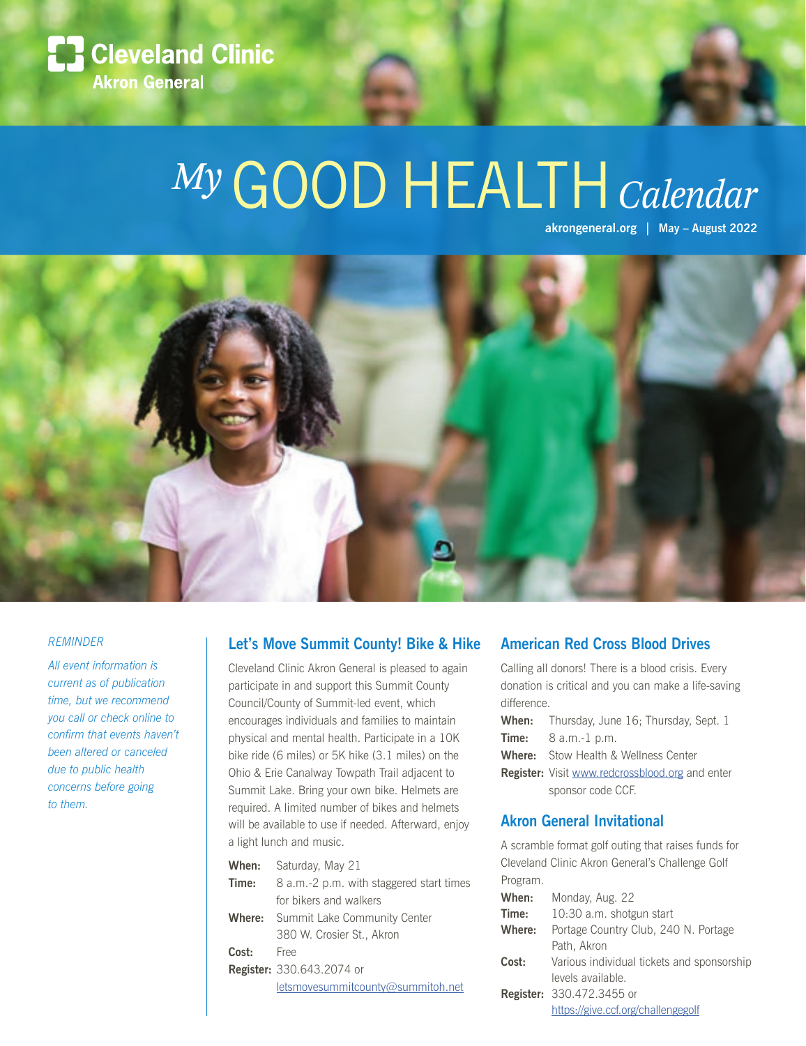Cleveland Clinic
Akron General

# *My* GOOD HEALTH *Calendar*

akrongeneral.org | May – August 2022

*REMINDER*

*All event information is current as of publication time, but we recommend you call or check online to confirm that events haven't been altered or canceled due to public health concerns before going to them.*

## Let's Move Summit County! Bike & Hike

Cleveland Clinic Akron General is pleased to again participate in and support this Summit County Council/County of Summit-led event, which encourages individuals and families to maintain physical and mental health. Participate in a 10K bike ride (6 miles) or 5K hike (3.1 miles) on the Ohio & Erie Canalway Towpath Trail adjacent to Summit Lake. Bring your own bike. Helmets are required. A limited number of bikes and helmets will be available to use if needed. Afterward, enjoy a light lunch and music.

**When:** Saturday, May 21
**Time:** 8 a.m.-2 p.m. with staggered start times for bikers and walkers
**Where:** Summit Lake Community Center 380 W. Crosier St., Akron
**Cost:** Free
**Register:** 330.643.2074 or letsmovesummitcounty@summitoh.net

## American Red Cross Blood Drives

Calling all donors! There is a blood crisis. Every donation is critical and you can make a life-saving difference.

**When:** Thursday, June 16; Thursday, Sept. 1
**Time:** 8 a.m.-1 p.m.
**Where:** Stow Health & Wellness Center
**Register:** Visit www.redcrossblood.org and enter sponsor code CCF.

## Akron General Invitational

A scramble format golf outing that raises funds for Cleveland Clinic Akron General's Challenge Golf Program.

**When:** Monday, Aug. 22
**Time:** 10:30 a.m. shotgun start
**Where:** Portage Country Club, 240 N. Portage Path, Akron
**Cost:** Various individual tickets and sponsorship levels available.
**Register:** 330.472.3455 or https://give.ccf.org/challengegolf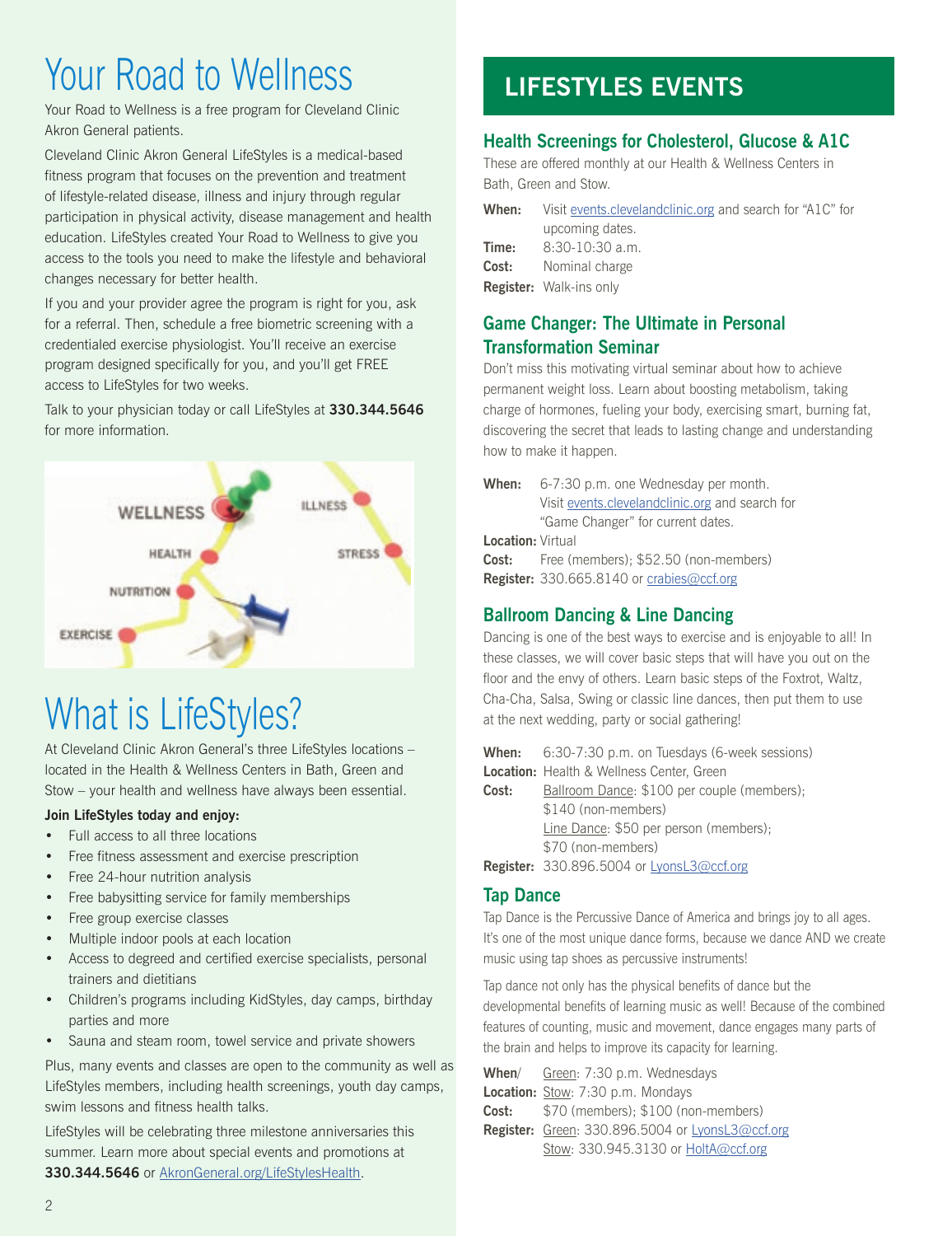# Your Road to Wellness

Your Road to Wellness is a free program for Cleveland Clinic Akron General patients.

Cleveland Clinic Akron General LifeStyles is a medical-based fitness program that focuses on the prevention and treatment of lifestyle-related disease, illness and injury through regular participation in physical activity, disease management and health education. LifeStyles created Your Road to Wellness to give you access to the tools you need to make the lifestyle and behavioral changes necessary for better health.

If you and your provider agree the program is right for you, ask for a referral. Then, schedule a free biometric screening with a credentialed exercise physiologist. You'll receive an exercise program designed specifically for you, and you'll get FREE access to LifeStyles for two weeks.

Talk to your physician today or call LifeStyles at **330.344.5646** for more information.

# What is LifeStyles?

At Cleveland Clinic Akron General's three LifeStyles locations – located in the Health & Wellness Centers in Bath, Green and Stow – your health and wellness have always been essential.

**Join LifeStyles today and enjoy:**

- Full access to all three locations
- Free fitness assessment and exercise prescription
- Free 24-hour nutrition analysis
- Free babysitting service for family memberships
- Free group exercise classes
- Multiple indoor pools at each location
- Access to degreed and certified exercise specialists, personal trainers and dietitians
- Children's programs including KidStyles, day camps, birthday parties and more
- Sauna and steam room, towel service and private showers

Plus, many events and classes are open to the community as well as LifeStyles members, including health screenings, youth day camps, swim lessons and fitness health talks.

LifeStyles will be celebrating three milestone anniversaries this summer. Learn more about special events and promotions at **330.344.5646** or AkronGeneral.org/LifeStylesHealth.

## LIFESTYLES EVENTS

### Health Screenings for Cholesterol, Glucose & A1C

These are offered monthly at our Health & Wellness Centers in Bath, Green and Stow.

**When:** Visit events.clevelandclinic.org and search for "A1C" for upcoming dates.
**Time:** 8:30-10:30 a.m.
**Cost:** Nominal charge
**Register:** Walk-ins only

### Game Changer: The Ultimate in Personal Transformation Seminar

Don't miss this motivating virtual seminar about how to achieve permanent weight loss. Learn about boosting metabolism, taking charge of hormones, fueling your body, exercising smart, burning fat, discovering the secret that leads to lasting change and understanding how to make it happen.

**When:** 6-7:30 p.m. one Wednesday per month. Visit events.clevelandclinic.org and search for "Game Changer" for current dates.
**Location:** Virtual
**Cost:** Free (members); $52.50 (non-members)
**Register:** 330.665.8140 or crabies@ccf.org

### Ballroom Dancing & Line Dancing

Dancing is one of the best ways to exercise and is enjoyable to all! In these classes, we will cover basic steps that will have you out on the floor and the envy of others. Learn basic steps of the Foxtrot, Waltz, Cha-Cha, Salsa, Swing or classic line dances, then put them to use at the next wedding, party or social gathering!

**When:** 6:30-7:30 p.m. on Tuesdays (6-week sessions)
**Location:** Health & Wellness Center, Green
**Cost:** Ballroom Dance: $100 per couple (members); $140 (non-members)
Line Dance: $50 per person (members); $70 (non-members)
**Register:** 330.896.5004 or LyonsL3@ccf.org

### Tap Dance

Tap Dance is the Percussive Dance of America and brings joy to all ages. It's one of the most unique dance forms, because we dance AND we create music using tap shoes as percussive instruments!

Tap dance not only has the physical benefits of dance but the developmental benefits of learning music as well! Because of the combined features of counting, music and movement, dance engages many parts of the brain and helps to improve its capacity for learning.

**When/ Location:** Green: 7:30 p.m. Wednesdays
Stow: 7:30 p.m. Mondays
**Cost:** $70 (members); $100 (non-members)
**Register:** Green: 330.896.5004 or LyonsL3@ccf.org
Stow: 330.945.3130 or HoltA@ccf.org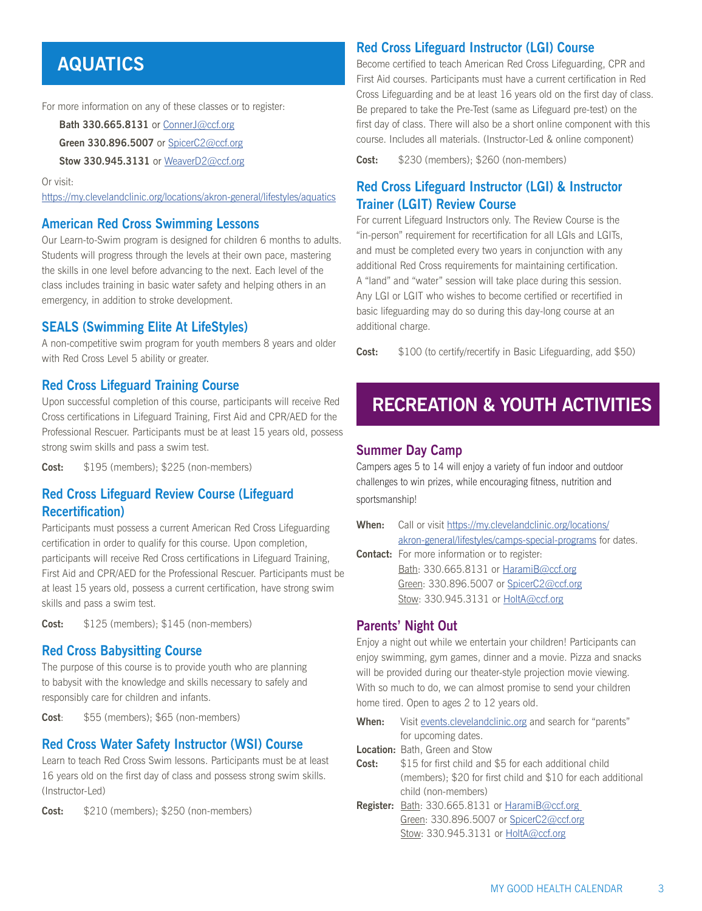# AQUATICS

For more information on any of these classes or to register:

**Bath 330.665.8131** or ConnerJ@ccf.org

**Green 330.896.5007** or SpicerC2@ccf.org

**Stow 330.945.3131** or WeaverD2@ccf.org

Or visit:
https://my.clevelandclinic.org/locations/akron-general/lifestyles/aquatics

## American Red Cross Swimming Lessons

Our Learn-to-Swim program is designed for children 6 months to adults. Students will progress through the levels at their own pace, mastering the skills in one level before advancing to the next. Each level of the class includes training in basic water safety and helping others in an emergency, in addition to stroke development.

## SEALS (Swimming Elite At LifeStyles)

A non-competitive swim program for youth members 8 years and older with Red Cross Level 5 ability or greater.

## Red Cross Lifeguard Training Course

Upon successful completion of this course, participants will receive Red Cross certifications in Lifeguard Training, First Aid and CPR/AED for the Professional Rescuer. Participants must be at least 15 years old, possess strong swim skills and pass a swim test.

**Cost:** $195 (members); $225 (non-members)

## Red Cross Lifeguard Review Course (Lifeguard Recertification)

Participants must possess a current American Red Cross Lifeguarding certification in order to qualify for this course. Upon completion, participants will receive Red Cross certifications in Lifeguard Training, First Aid and CPR/AED for the Professional Rescuer. Participants must be at least 15 years old, possess a current certification, have strong swim skills and pass a swim test.

**Cost:** $125 (members); $145 (non-members)

## Red Cross Babysitting Course

The purpose of this course is to provide youth who are planning to babysit with the knowledge and skills necessary to safely and responsibly care for children and infants.

**Cost**: $55 (members); $65 (non-members)

## Red Cross Water Safety Instructor (WSI) Course

Learn to teach Red Cross Swim lessons. Participants must be at least 16 years old on the first day of class and possess strong swim skills. (Instructor-Led)

**Cost:** $210 (members); $250 (non-members)

## Red Cross Lifeguard Instructor (LGI) Course

Become certified to teach American Red Cross Lifeguarding, CPR and First Aid courses. Participants must have a current certification in Red Cross Lifeguarding and be at least 16 years old on the first day of class. Be prepared to take the Pre-Test (same as Lifeguard pre-test) on the first day of class. There will also be a short online component with this course. Includes all materials. (Instructor-Led & online component)

**Cost:** $230 (members); $260 (non-members)

## Red Cross Lifeguard Instructor (LGI) & Instructor Trainer (LGIT) Review Course

For current Lifeguard Instructors only. The Review Course is the "in-person" requirement for recertification for all LGIs and LGITs, and must be completed every two years in conjunction with any additional Red Cross requirements for maintaining certification. A "land" and "water" session will take place during this session. Any LGI or LGIT who wishes to become certified or recertified in basic lifeguarding may do so during this day-long course at an additional charge.

**Cost:** $100 (to certify/recertify in Basic Lifeguarding, add $50)

# RECREATION & YOUTH ACTIVITIES

## Summer Day Camp

Campers ages 5 to 14 will enjoy a variety of fun indoor and outdoor challenges to win prizes, while encouraging fitness, nutrition and sportsmanship!

**When:** Call or visit https://my.clevelandclinic.org/locations/akron-general/lifestyles/camps-special-programs for dates.

**Contact:** For more information or to register:
Bath: 330.665.8131 or HaramiB@ccf.org
Green: 330.896.5007 or SpicerC2@ccf.org
Stow: 330.945.3131 or HoltA@ccf.org

## Parents' Night Out

Enjoy a night out while we entertain your children! Participants can enjoy swimming, gym games, dinner and a movie. Pizza and snacks will be provided during our theater-style projection movie viewing. With so much to do, we can almost promise to send your children home tired. Open to ages 2 to 12 years old.

**When:** Visit events.clevelandclinic.org and search for "parents" for upcoming dates.

**Location:** Bath, Green and Stow

**Cost:** $15 for first child and $5 for each additional child (members); $20 for first child and $10 for each additional child (non-members)

**Register:** Bath: 330.665.8131 or HaramiB@ccf.org
Green: 330.896.5007 or SpicerC2@ccf.org
Stow: 330.945.3131 or HoltA@ccf.org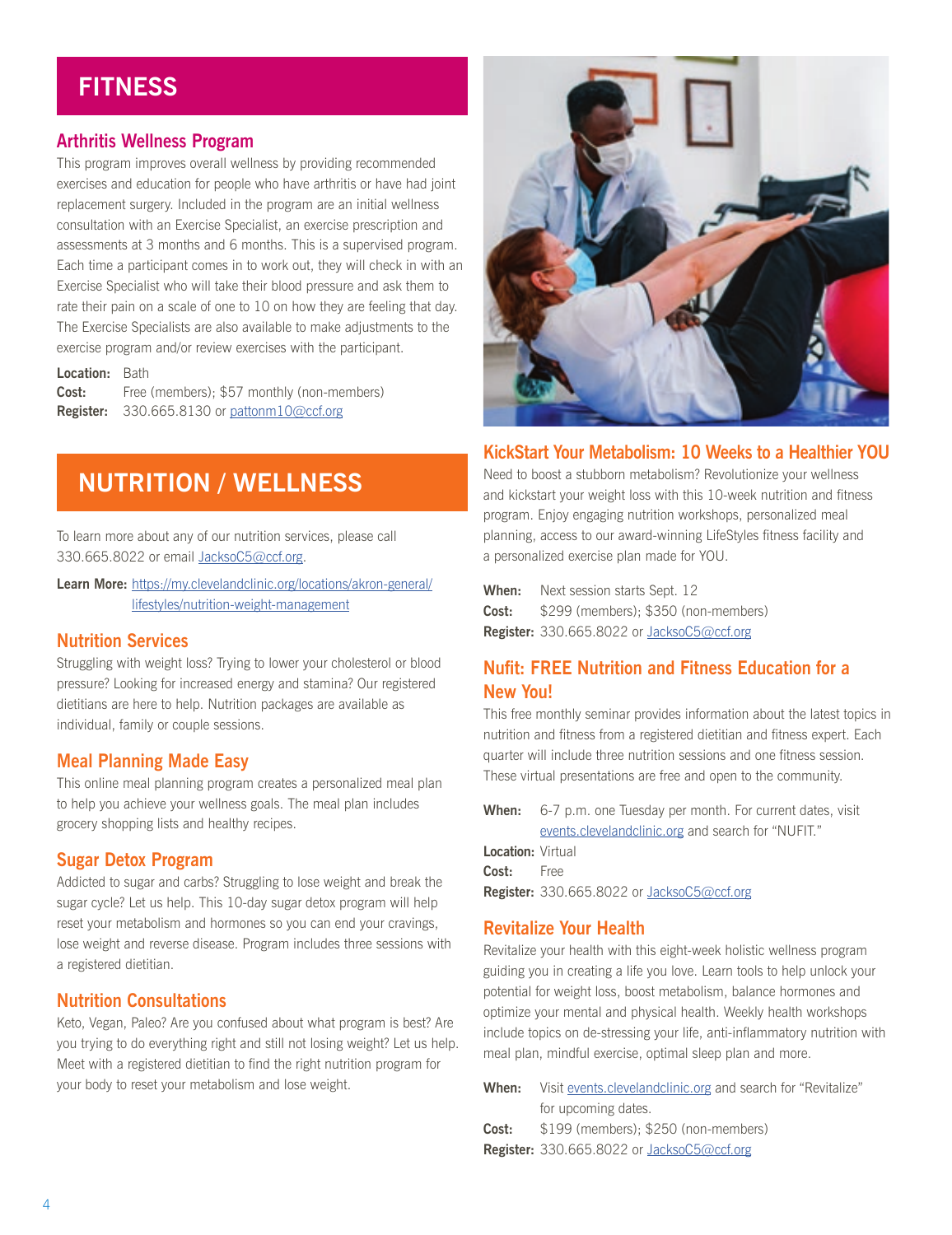## FITNESS

### Arthritis Wellness Program

This program improves overall wellness by providing recommended exercises and education for people who have arthritis or have had joint replacement surgery. Included in the program are an initial wellness consultation with an Exercise Specialist, an exercise prescription and assessments at 3 months and 6 months. This is a supervised program. Each time a participant comes in to work out, they will check in with an Exercise Specialist who will take their blood pressure and ask them to rate their pain on a scale of one to 10 on how they are feeling that day. The Exercise Specialists are also available to make adjustments to the exercise program and/or review exercises with the participant.

**Location:** Bath
**Cost:** Free (members); $57 monthly (non-members)
**Register:** 330.665.8130 or pattonm10@ccf.org

## NUTRITION / WELLNESS

To learn more about any of our nutrition services, please call 330.665.8022 or email JacksoC5@ccf.org.

**Learn More:** https://my.clevelandclinic.org/locations/akron-general/lifestyles/nutrition-weight-management

### Nutrition Services

Struggling with weight loss? Trying to lower your cholesterol or blood pressure? Looking for increased energy and stamina? Our registered dietitians are here to help. Nutrition packages are available as individual, family or couple sessions.

### Meal Planning Made Easy

This online meal planning program creates a personalized meal plan to help you achieve your wellness goals. The meal plan includes grocery shopping lists and healthy recipes.

### Sugar Detox Program

Addicted to sugar and carbs? Struggling to lose weight and break the sugar cycle? Let us help. This 10-day sugar detox program will help reset your metabolism and hormones so you can end your cravings, lose weight and reverse disease. Program includes three sessions with a registered dietitian.

### Nutrition Consultations

Keto, Vegan, Paleo? Are you confused about what program is best? Are you trying to do everything right and still not losing weight? Let us help. Meet with a registered dietitian to find the right nutrition program for your body to reset your metabolism and lose weight.

### KickStart Your Metabolism: 10 Weeks to a Healthier YOU

Need to boost a stubborn metabolism? Revolutionize your wellness and kickstart your weight loss with this 10-week nutrition and fitness program. Enjoy engaging nutrition workshops, personalized meal planning, access to our award-winning LifeStyles fitness facility and a personalized exercise plan made for YOU.

**When:** Next session starts Sept. 12
**Cost:** $299 (members); $350 (non-members)
**Register:** 330.665.8022 or JacksoC5@ccf.org

### Nufit: FREE Nutrition and Fitness Education for a New You!

This free monthly seminar provides information about the latest topics in nutrition and fitness from a registered dietitian and fitness expert. Each quarter will include three nutrition sessions and one fitness session. These virtual presentations are free and open to the community.

**When:** 6-7 p.m. one Tuesday per month. For current dates, visit events.clevelandclinic.org and search for "NUFIT."
**Location:** Virtual
**Cost:** Free
**Register:** 330.665.8022 or JacksoC5@ccf.org

### Revitalize Your Health

Revitalize your health with this eight-week holistic wellness program guiding you in creating a life you love. Learn tools to help unlock your potential for weight loss, boost metabolism, balance hormones and optimize your mental and physical health. Weekly health workshops include topics on de-stressing your life, anti-inflammatory nutrition with meal plan, mindful exercise, optimal sleep plan and more.

**When:** Visit events.clevelandclinic.org and search for "Revitalize" for upcoming dates.
**Cost:** $199 (members); $250 (non-members)
**Register:** 330.665.8022 or JacksoC5@ccf.org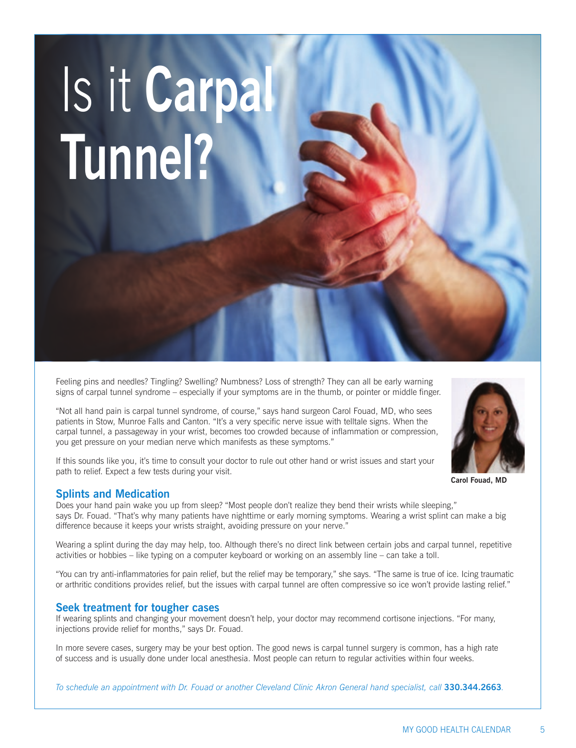# Is it **Carpal Tunnel?**

Feeling pins and needles? Tingling? Swelling? Numbness? Loss of strength? They can all be early warning signs of carpal tunnel syndrome – especially if your symptoms are in the thumb, or pointer or middle finger.

"Not all hand pain is carpal tunnel syndrome, of course," says hand surgeon Carol Fouad, MD, who sees patients in Stow, Munroe Falls and Canton. "It's a very specific nerve issue with telltale signs. When the carpal tunnel, a passageway in your wrist, becomes too crowded because of inflammation or compression, you get pressure on your median nerve which manifests as these symptoms."

**Carol Fouad, MD**

If this sounds like you, it's time to consult your doctor to rule out other hand or wrist issues and start your path to relief. Expect a few tests during your visit.

## Splints and Medication

Does your hand pain wake you up from sleep? "Most people don't realize they bend their wrists while sleeping," says Dr. Fouad. "That's why many patients have nighttime or early morning symptoms. Wearing a wrist splint can make a big difference because it keeps your wrists straight, avoiding pressure on your nerve."

Wearing a splint during the day may help, too. Although there's no direct link between certain jobs and carpal tunnel, repetitive activities or hobbies – like typing on a computer keyboard or working on an assembly line – can take a toll.

"You can try anti-inflammatories for pain relief, but the relief may be temporary," she says. "The same is true of ice. Icing traumatic or arthritic conditions provides relief, but the issues with carpal tunnel are often compressive so ice won't provide lasting relief."

## Seek treatment for tougher cases

If wearing splints and changing your movement doesn't help, your doctor may recommend cortisone injections. "For many, injections provide relief for months," says Dr. Fouad.

In more severe cases, surgery may be your best option. The good news is carpal tunnel surgery is common, has a high rate of success and is usually done under local anesthesia. Most people can return to regular activities within four weeks.

*To schedule an appointment with Dr. Fouad or another Cleveland Clinic Akron General hand specialist, call* **330.344.2663**.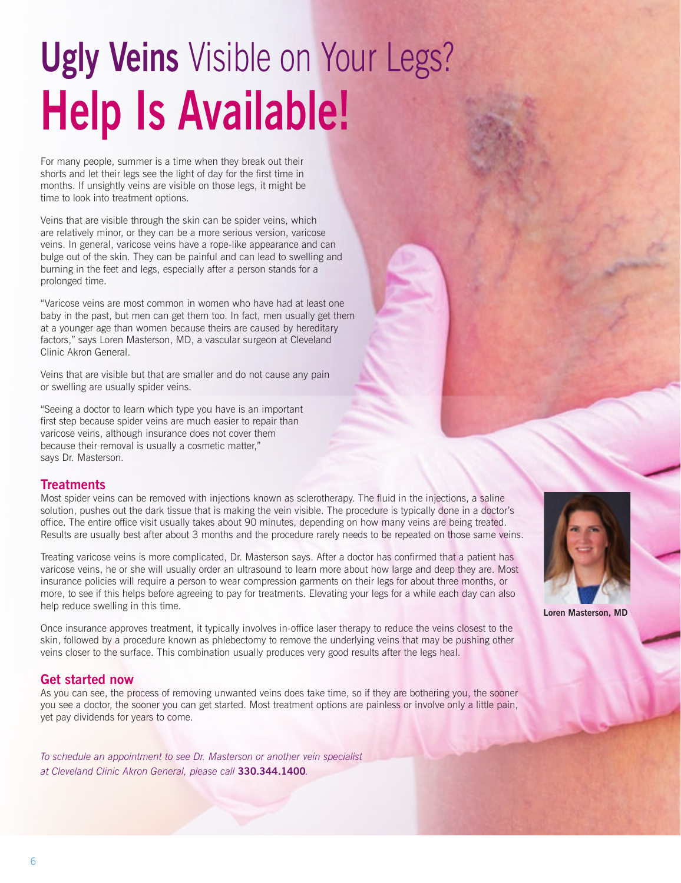# **Ugly Veins** Visible on Your Legs? **Help Is Available!**

For many people, summer is a time when they break out their shorts and let their legs see the light of day for the first time in months. If unsightly veins are visible on those legs, it might be time to look into treatment options.

Veins that are visible through the skin can be spider veins, which are relatively minor, or they can be a more serious version, varicose veins. In general, varicose veins have a rope-like appearance and can bulge out of the skin. They can be painful and can lead to swelling and burning in the feet and legs, especially after a person stands for a prolonged time.

"Varicose veins are most common in women who have had at least one baby in the past, but men can get them too. In fact, men usually get them at a younger age than women because theirs are caused by hereditary factors," says Loren Masterson, MD, a vascular surgeon at Cleveland Clinic Akron General.

Veins that are visible but that are smaller and do not cause any pain or swelling are usually spider veins.

"Seeing a doctor to learn which type you have is an important first step because spider veins are much easier to repair than varicose veins, although insurance does not cover them because their removal is usually a cosmetic matter," says Dr. Masterson.

## Treatments

Most spider veins can be removed with injections known as sclerotherapy. The fluid in the injections, a saline solution, pushes out the dark tissue that is making the vein visible. The procedure is typically done in a doctor's office. The entire office visit usually takes about 90 minutes, depending on how many veins are being treated. Results are usually best after about 3 months and the procedure rarely needs to be repeated on those same veins.

Treating varicose veins is more complicated, Dr. Masterson says. After a doctor has confirmed that a patient has varicose veins, he or she will usually order an ultrasound to learn more about how large and deep they are. Most insurance policies will require a person to wear compression garments on their legs for about three months, or more, to see if this helps before agreeing to pay for treatments. Elevating your legs for a while each day can also help reduce swelling in this time.

**Loren Masterson, MD**

Once insurance approves treatment, it typically involves in-office laser therapy to reduce the veins closest to the skin, followed by a procedure known as phlebectomy to remove the underlying veins that may be pushing other veins closer to the surface. This combination usually produces very good results after the legs heal.

## Get started now

As you can see, the process of removing unwanted veins does take time, so if they are bothering you, the sooner you see a doctor, the sooner you can get started. Most treatment options are painless or involve only a little pain, yet pay dividends for years to come.

*To schedule an appointment to see Dr. Masterson or another vein specialist at Cleveland Clinic Akron General, please call* **330.344.1400***.*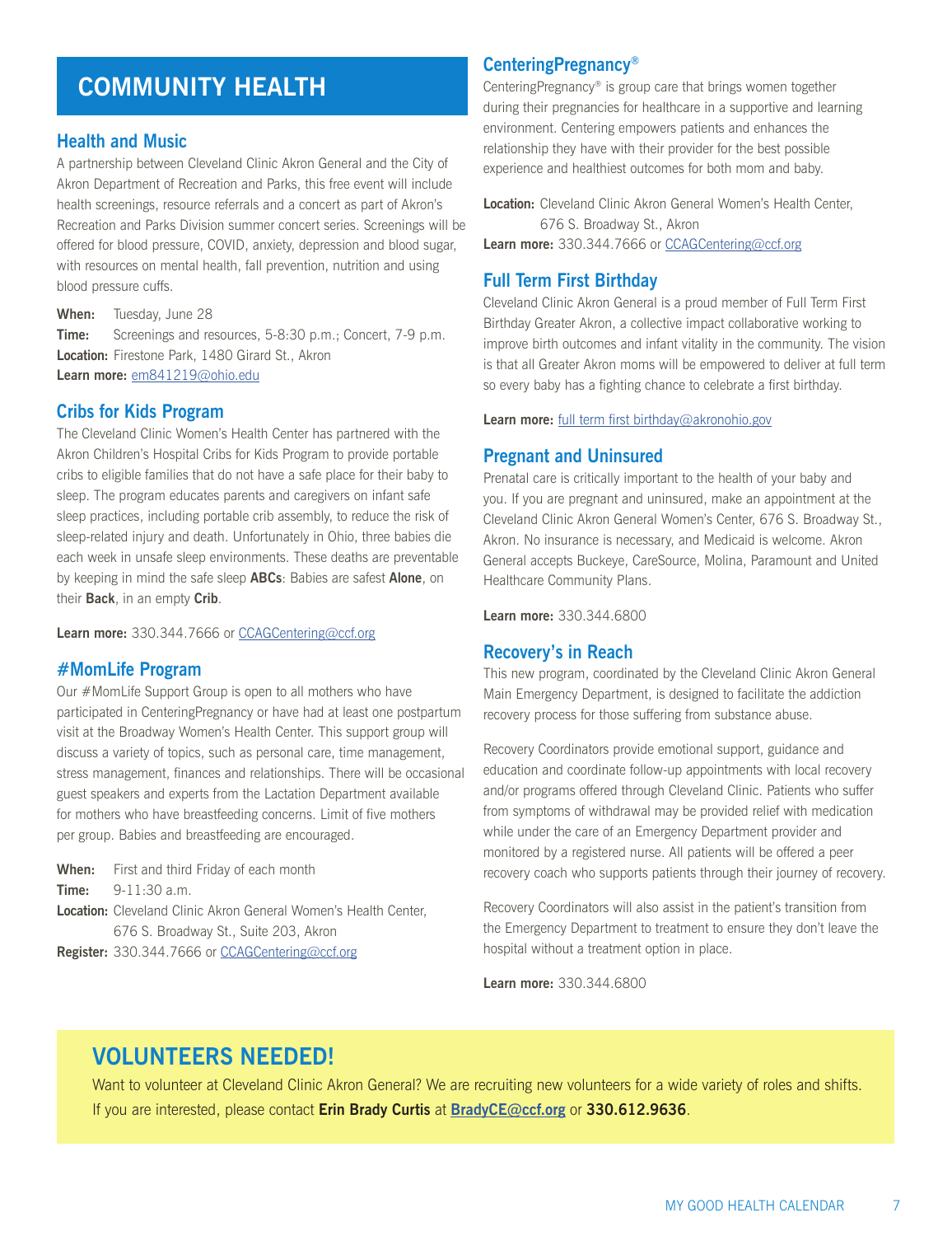# COMMUNITY HEALTH

## Health and Music

A partnership between Cleveland Clinic Akron General and the City of Akron Department of Recreation and Parks, this free event will include health screenings, resource referrals and a concert as part of Akron's Recreation and Parks Division summer concert series. Screenings will be offered for blood pressure, COVID, anxiety, depression and blood sugar, with resources on mental health, fall prevention, nutrition and using blood pressure cuffs.

**When:** Tuesday, June 28
**Time:** Screenings and resources, 5-8:30 p.m.; Concert, 7-9 p.m.
**Location:** Firestone Park, 1480 Girard St., Akron
**Learn more:** em841219@ohio.edu

## Cribs for Kids Program

The Cleveland Clinic Women's Health Center has partnered with the Akron Children's Hospital Cribs for Kids Program to provide portable cribs to eligible families that do not have a safe place for their baby to sleep. The program educates parents and caregivers on infant safe sleep practices, including portable crib assembly, to reduce the risk of sleep-related injury and death. Unfortunately in Ohio, three babies die each week in unsafe sleep environments. These deaths are preventable by keeping in mind the safe sleep **ABCs**: Babies are safest **Alone**, on their **Back**, in an empty **Crib**.

**Learn more:** 330.344.7666 or CCAGCentering@ccf.org

## #MomLife Program

Our #MomLife Support Group is open to all mothers who have participated in CenteringPregnancy or have had at least one postpartum visit at the Broadway Women's Health Center. This support group will discuss a variety of topics, such as personal care, time management, stress management, finances and relationships. There will be occasional guest speakers and experts from the Lactation Department available for mothers who have breastfeeding concerns. Limit of five mothers per group. Babies and breastfeeding are encouraged.

**When:** First and third Friday of each month
**Time:** 9-11:30 a.m.
**Location:** Cleveland Clinic Akron General Women's Health Center, 676 S. Broadway St., Suite 203, Akron
**Register:** 330.344.7666 or CCAGCentering@ccf.org

## CenteringPregnancy®

CenteringPregnancy® is group care that brings women together during their pregnancies for healthcare in a supportive and learning environment. Centering empowers patients and enhances the relationship they have with their provider for the best possible experience and healthiest outcomes for both mom and baby.

**Location:** Cleveland Clinic Akron General Women's Health Center, 676 S. Broadway St., Akron
**Learn more:** 330.344.7666 or CCAGCentering@ccf.org

## Full Term First Birthday

Cleveland Clinic Akron General is a proud member of Full Term First Birthday Greater Akron, a collective impact collaborative working to improve birth outcomes and infant vitality in the community. The vision is that all Greater Akron moms will be empowered to deliver at full term so every baby has a fighting chance to celebrate a first birthday.

**Learn more:** full term first birthday@akronohio.gov

## Pregnant and Uninsured

Prenatal care is critically important to the health of your baby and you. If you are pregnant and uninsured, make an appointment at the Cleveland Clinic Akron General Women's Center, 676 S. Broadway St., Akron. No insurance is necessary, and Medicaid is welcome. Akron General accepts Buckeye, CareSource, Molina, Paramount and United Healthcare Community Plans.

**Learn more:** 330.344.6800

## Recovery's in Reach

This new program, coordinated by the Cleveland Clinic Akron General Main Emergency Department, is designed to facilitate the addiction recovery process for those suffering from substance abuse.

Recovery Coordinators provide emotional support, guidance and education and coordinate follow-up appointments with local recovery and/or programs offered through Cleveland Clinic. Patients who suffer from symptoms of withdrawal may be provided relief with medication while under the care of an Emergency Department provider and monitored by a registered nurse. All patients will be offered a peer recovery coach who supports patients through their journey of recovery.

Recovery Coordinators will also assist in the patient's transition from the Emergency Department to treatment to ensure they don't leave the hospital without a treatment option in place.

**Learn more:** 330.344.6800

## VOLUNTEERS NEEDED!

Want to volunteer at Cleveland Clinic Akron General? We are recruiting new volunteers for a wide variety of roles and shifts. If you are interested, please contact **Erin Brady Curtis** at **BradyCE@ccf.org** or **330.612.9636**.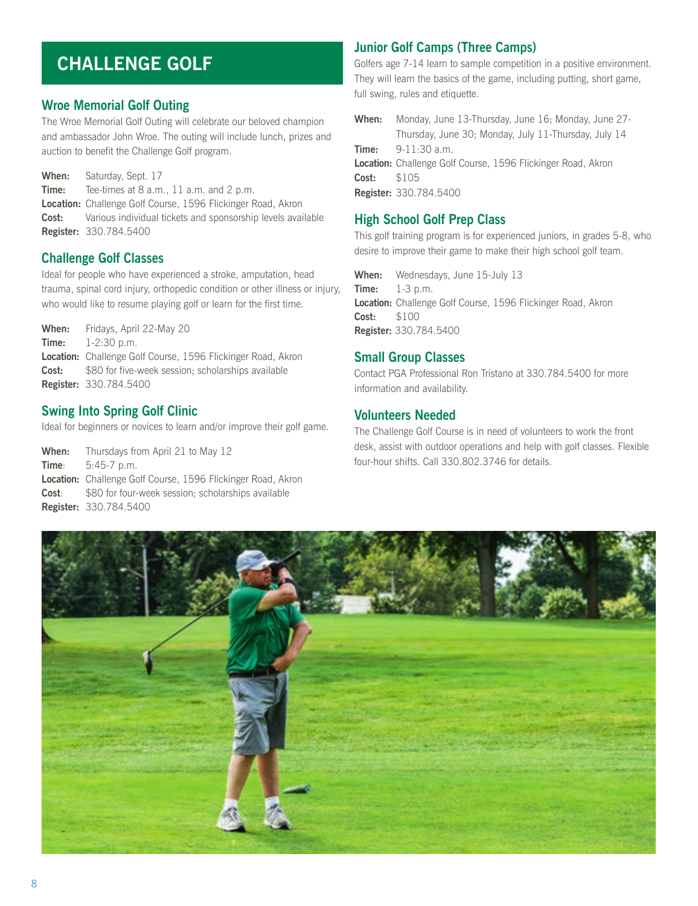# CHALLENGE GOLF

## Wroe Memorial Golf Outing

The Wroe Memorial Golf Outing will celebrate our beloved champion and ambassador John Wroe. The outing will include lunch, prizes and auction to benefit the Challenge Golf program.

**When:** Saturday, Sept. 17
**Time:** Tee-times at 8 a.m., 11 a.m. and 2 p.m.
**Location:** Challenge Golf Course, 1596 Flickinger Road, Akron
**Cost:** Various individual tickets and sponsorship levels available
**Register:** 330.784.5400

## Challenge Golf Classes

Ideal for people who have experienced a stroke, amputation, head trauma, spinal cord injury, orthopedic condition or other illness or injury, who would like to resume playing golf or learn for the first time.

**When:** Fridays, April 22-May 20
**Time:** 1-2:30 p.m.
**Location:** Challenge Golf Course, 1596 Flickinger Road, Akron
**Cost:** $80 for five-week session; scholarships available
**Register:** 330.784.5400

## Swing Into Spring Golf Clinic

Ideal for beginners or novices to learn and/or improve their golf game.

**When:** Thursdays from April 21 to May 12
**Time**: 5:45-7 p.m.
**Location:** Challenge Golf Course, 1596 Flickinger Road, Akron
**Cost**: $80 for four-week session; scholarships available
**Register:** 330.784.5400

## Junior Golf Camps (Three Camps)

Golfers age 7-14 learn to sample competition in a positive environment. They will learn the basics of the game, including putting, short game, full swing, rules and etiquette.

**When:** Monday, June 13-Thursday, June 16; Monday, June 27-Thursday, June 30; Monday, July 11-Thursday, July 14
**Time:** 9-11:30 a.m.
**Location:** Challenge Golf Course, 1596 Flickinger Road, Akron
**Cost:** $105
**Register:** 330.784.5400

## High School Golf Prep Class

This golf training program is for experienced juniors, in grades 5-8, who desire to improve their game to make their high school golf team.

**When:** Wednesdays, June 15-July 13
**Time:** 1-3 p.m.
**Location:** Challenge Golf Course, 1596 Flickinger Road, Akron
**Cost:** $100
**Register:** 330.784.5400

## Small Group Classes

Contact PGA Professional Ron Tristano at 330.784.5400 for more information and availability.

## Volunteers Needed

The Challenge Golf Course is in need of volunteers to work the front desk, assist with outdoor operations and help with golf classes. Flexible four-hour shifts. Call 330.802.3746 for details.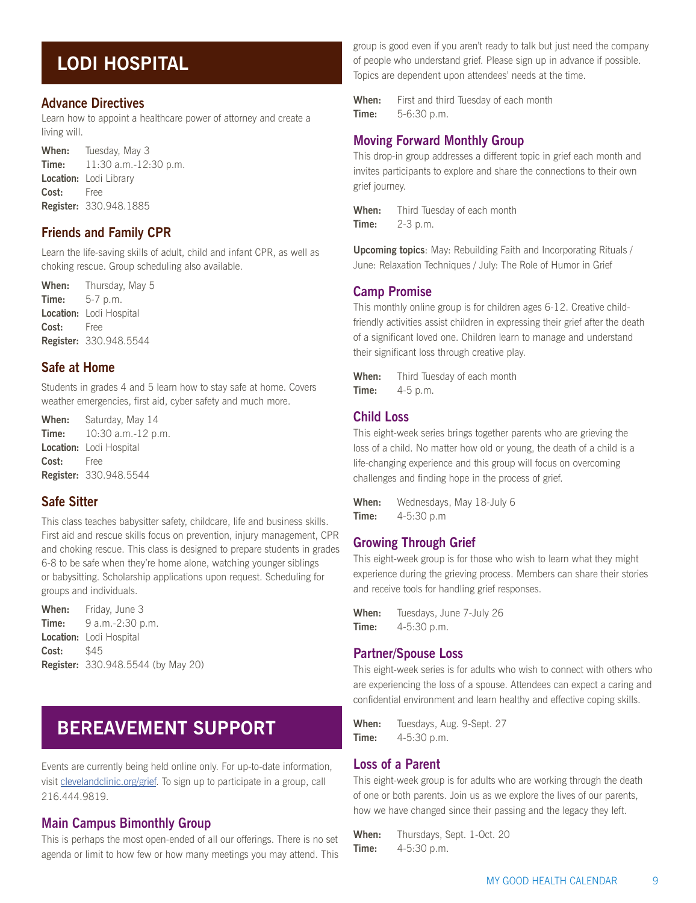# LODI HOSPITAL

## Advance Directives

Learn how to appoint a healthcare power of attorney and create a living will.

**When:** Tuesday, May 3
**Time:** 11:30 a.m.-12:30 p.m.
**Location:** Lodi Library
**Cost:** Free
**Register:** 330.948.1885

## Friends and Family CPR

Learn the life-saving skills of adult, child and infant CPR, as well as choking rescue. Group scheduling also available.

**When:** Thursday, May 5
**Time:** 5-7 p.m.
**Location:** Lodi Hospital
**Cost:** Free
**Register:** 330.948.5544

## Safe at Home

Students in grades 4 and 5 learn how to stay safe at home. Covers weather emergencies, first aid, cyber safety and much more.

**When:** Saturday, May 14
**Time:** 10:30 a.m.-12 p.m.
**Location:** Lodi Hospital
**Cost:** Free
**Register:** 330.948.5544

## Safe Sitter

This class teaches babysitter safety, childcare, life and business skills. First aid and rescue skills focus on prevention, injury management, CPR and choking rescue. This class is designed to prepare students in grades 6-8 to be safe when they're home alone, watching younger siblings or babysitting. Scholarship applications upon request. Scheduling for groups and individuals.

**When:** Friday, June 3
**Time:** 9 a.m.-2:30 p.m.
**Location:** Lodi Hospital
**Cost:** $45
**Register:** 330.948.5544 (by May 20)

# BEREAVEMENT SUPPORT

Events are currently being held online only. For up-to-date information, visit clevelandclinic.org/grief. To sign up to participate in a group, call 216.444.9819.

## Main Campus Bimonthly Group

This is perhaps the most open-ended of all our offerings. There is no set agenda or limit to how few or how many meetings you may attend. This group is good even if you aren't ready to talk but just need the company of people who understand grief. Please sign up in advance if possible. Topics are dependent upon attendees' needs at the time.

**When:** First and third Tuesday of each month
**Time:** 5-6:30 p.m.

## Moving Forward Monthly Group

This drop-in group addresses a different topic in grief each month and invites participants to explore and share the connections to their own grief journey.

**When:** Third Tuesday of each month
**Time:** 2-3 p.m.

**Upcoming topics**: May: Rebuilding Faith and Incorporating Rituals / June: Relaxation Techniques / July: The Role of Humor in Grief

## Camp Promise

This monthly online group is for children ages 6-12. Creative child-friendly activities assist children in expressing their grief after the death of a significant loved one. Children learn to manage and understand their significant loss through creative play.

**When:** Third Tuesday of each month
**Time:** 4-5 p.m.

## Child Loss

This eight-week series brings together parents who are grieving the loss of a child. No matter how old or young, the death of a child is a life-changing experience and this group will focus on overcoming challenges and finding hope in the process of grief.

**When:** Wednesdays, May 18-July 6
**Time:** 4-5:30 p.m

## Growing Through Grief

This eight-week group is for those who wish to learn what they might experience during the grieving process. Members can share their stories and receive tools for handling grief responses.

**When:** Tuesdays, June 7-July 26
**Time:** 4-5:30 p.m.

## Partner/Spouse Loss

This eight-week series is for adults who wish to connect with others who are experiencing the loss of a spouse. Attendees can expect a caring and confidential environment and learn healthy and effective coping skills.

**When:** Tuesdays, Aug. 9-Sept. 27
**Time:** 4-5:30 p.m.

## Loss of a Parent

This eight-week group is for adults who are working through the death of one or both parents. Join us as we explore the lives of our parents, how we have changed since their passing and the legacy they left.

**When:** Thursdays, Sept. 1-Oct. 20
**Time:** 4-5:30 p.m.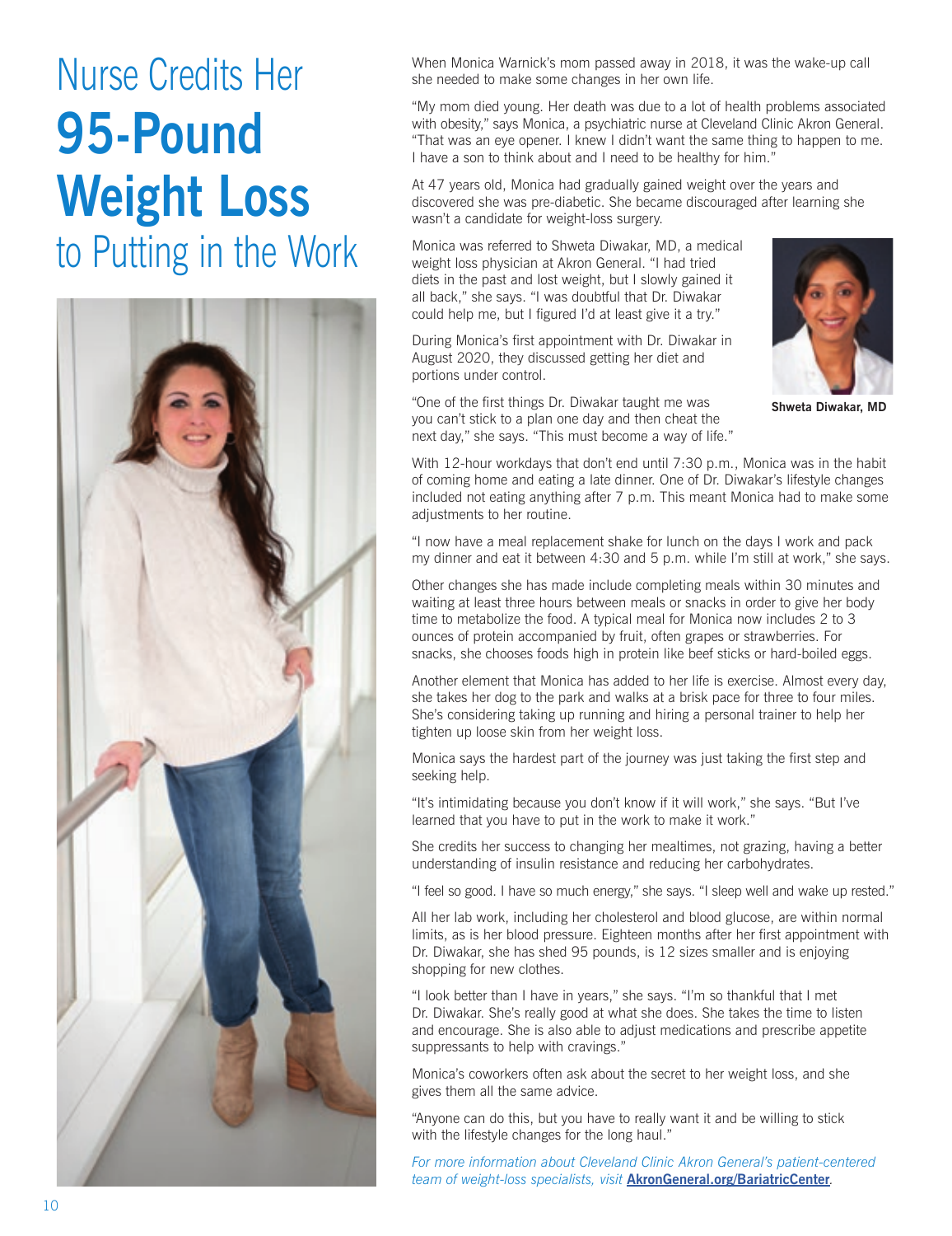# Nurse Credits Her **95-Pound Weight Loss** to Putting in the Work

When Monica Warnick's mom passed away in 2018, it was the wake-up call she needed to make some changes in her own life.

"My mom died young. Her death was due to a lot of health problems associated with obesity," says Monica, a psychiatric nurse at Cleveland Clinic Akron General. "That was an eye opener. I knew I didn't want the same thing to happen to me. I have a son to think about and I need to be healthy for him."

At 47 years old, Monica had gradually gained weight over the years and discovered she was pre-diabetic. She became discouraged after learning she wasn't a candidate for weight-loss surgery.

Monica was referred to Shweta Diwakar, MD, a medical weight loss physician at Akron General. "I had tried diets in the past and lost weight, but I slowly gained it all back," she says. "I was doubtful that Dr. Diwakar could help me, but I figured I'd at least give it a try."

During Monica's first appointment with Dr. Diwakar in August 2020, they discussed getting her diet and portions under control.

**Shweta Diwakar, MD**

"One of the first things Dr. Diwakar taught me was you can't stick to a plan one day and then cheat the next day," she says. "This must become a way of life."

With 12-hour workdays that don't end until 7:30 p.m., Monica was in the habit of coming home and eating a late dinner. One of Dr. Diwakar's lifestyle changes included not eating anything after 7 p.m. This meant Monica had to make some adjustments to her routine.

"I now have a meal replacement shake for lunch on the days I work and pack my dinner and eat it between 4:30 and 5 p.m. while I'm still at work," she says.

Other changes she has made include completing meals within 30 minutes and waiting at least three hours between meals or snacks in order to give her body time to metabolize the food. A typical meal for Monica now includes 2 to 3 ounces of protein accompanied by fruit, often grapes or strawberries. For snacks, she chooses foods high in protein like beef sticks or hard-boiled eggs.

Another element that Monica has added to her life is exercise. Almost every day, she takes her dog to the park and walks at a brisk pace for three to four miles. She's considering taking up running and hiring a personal trainer to help her tighten up loose skin from her weight loss.

Monica says the hardest part of the journey was just taking the first step and seeking help.

"It's intimidating because you don't know if it will work," she says. "But I've learned that you have to put in the work to make it work."

She credits her success to changing her mealtimes, not grazing, having a better understanding of insulin resistance and reducing her carbohydrates.

"I feel so good. I have so much energy," she says. "I sleep well and wake up rested."

All her lab work, including her cholesterol and blood glucose, are within normal limits, as is her blood pressure. Eighteen months after her first appointment with Dr. Diwakar, she has shed 95 pounds, is 12 sizes smaller and is enjoying shopping for new clothes.

"I look better than I have in years," she says. "I'm so thankful that I met Dr. Diwakar. She's really good at what she does. She takes the time to listen and encourage. She is also able to adjust medications and prescribe appetite suppressants to help with cravings."

Monica's coworkers often ask about the secret to her weight loss, and she gives them all the same advice.

"Anyone can do this, but you have to really want it and be willing to stick with the lifestyle changes for the long haul."

*For more information about Cleveland Clinic Akron General's patient-centered team of weight-loss specialists, visit* **AkronGeneral.org/BariatricCenter**.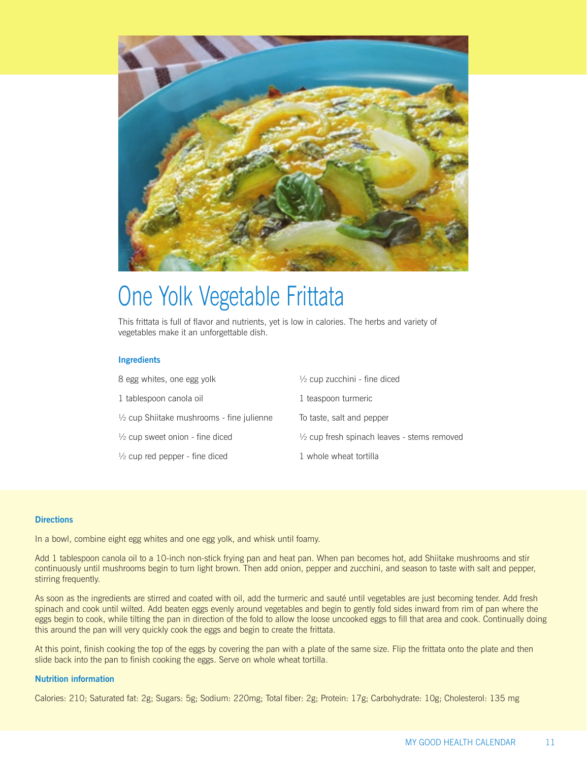# One Yolk Vegetable Frittata

This frittata is full of flavor and nutrients, yet is low in calories. The herbs and variety of vegetables make it an unforgettable dish.

### Ingredients

- 8 egg whites, one egg yolk
- 1 tablespoon canola oil
- ½ cup Shiitake mushrooms - fine julienne
- ½ cup sweet onion - fine diced
- ½ cup red pepper - fine diced
- ½ cup zucchini - fine diced
- 1 teaspoon turmeric
- To taste, salt and pepper
- ½ cup fresh spinach leaves - stems removed
- 1 whole wheat tortilla

### Directions

In a bowl, combine eight egg whites and one egg yolk, and whisk until foamy.

Add 1 tablespoon canola oil to a 10-inch non-stick frying pan and heat pan. When pan becomes hot, add Shiitake mushrooms and stir continuously until mushrooms begin to turn light brown. Then add onion, pepper and zucchini, and season to taste with salt and pepper, stirring frequently.

As soon as the ingredients are stirred and coated with oil, add the turmeric and sauté until vegetables are just becoming tender. Add fresh spinach and cook until wilted. Add beaten eggs evenly around vegetables and begin to gently fold sides inward from rim of pan where the eggs begin to cook, while tilting the pan in direction of the fold to allow the loose uncooked eggs to fill that area and cook. Continually doing this around the pan will very quickly cook the eggs and begin to create the frittata.

At this point, finish cooking the top of the eggs by covering the pan with a plate of the same size. Flip the frittata onto the plate and then slide back into the pan to finish cooking the eggs. Serve on whole wheat tortilla.

### Nutrition information

Calories: 210; Saturated fat: 2g; Sugars: 5g; Sodium: 220mg; Total fiber: 2g; Protein: 17g; Carbohydrate: 10g; Cholesterol: 135 mg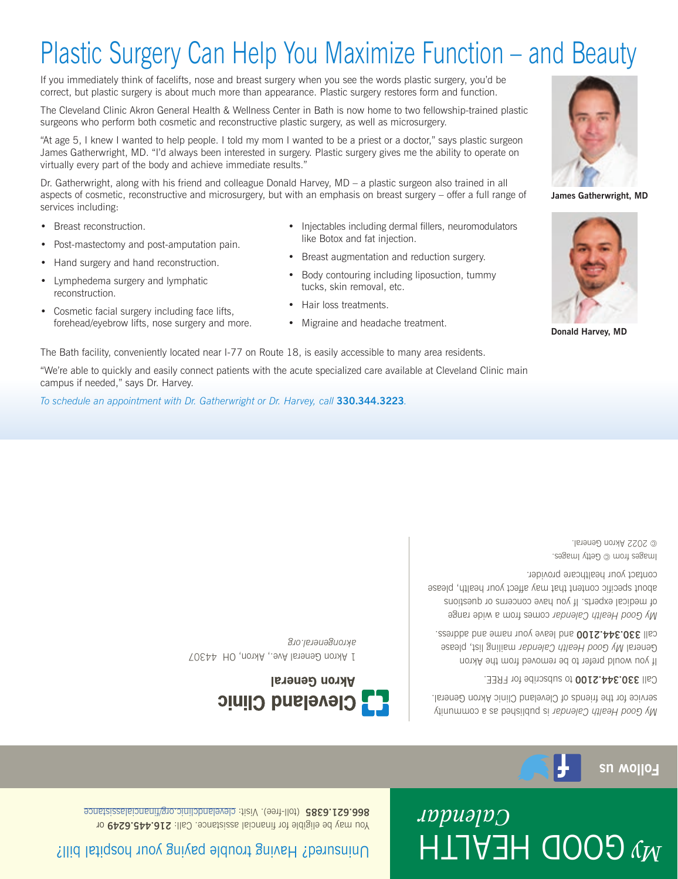# Plastic Surgery Can Help You Maximize Function – and Beauty

If you immediately think of facelifts, nose and breast surgery when you see the words plastic surgery, you'd be correct, but plastic surgery is about much more than appearance. Plastic surgery restores form and function.

The Cleveland Clinic Akron General Health & Wellness Center in Bath is now home to two fellowship-trained plastic surgeons who perform both cosmetic and reconstructive plastic surgery, as well as microsurgery.

"At age 5, I knew I wanted to help people. I told my mom I wanted to be a priest or a doctor," says plastic surgeon James Gatherwright, MD. "I'd always been interested in surgery. Plastic surgery gives me the ability to operate on virtually every part of the body and achieve immediate results."

Dr. Gatherwright, along with his friend and colleague Donald Harvey, MD – a plastic surgeon also trained in all aspects of cosmetic, reconstructive and microsurgery, but with an emphasis on breast surgery – offer a full range of services including:

- Breast reconstruction.
- Post-mastectomy and post-amputation pain.
- Hand surgery and hand reconstruction.
- Lymphedema surgery and lymphatic reconstruction.
- Cosmetic facial surgery including face lifts, forehead/eyebrow lifts, nose surgery and more.
- Injectables including dermal fillers, neuromodulators like Botox and fat injection.
- Breast augmentation and reduction surgery.
- Body contouring including liposuction, tummy tucks, skin removal, etc.
- Hair loss treatments.
- Migraine and headache treatment.

**James Gatherwright, MD**

**Donald Harvey, MD**

The Bath facility, conveniently located near I-77 on Route 18, is easily accessible to many area residents.

"We're able to quickly and easily connect patients with the acute specialized care available at Cleveland Clinic main campus if needed," says Dr. Harvey.

*To schedule an appointment with Dr. Gatherwright or Dr. Harvey, call* **330.344.3223**.

**Cleveland Clinic**
**Akron General**

1 Akron General Ave., Akron, OH 44307
*akrongeneral.org*

*My Good Health Calendar* is published as a community service for the friends of Cleveland Clinic Akron General.

Call **330.344.2100** to subscribe for FREE.

If you would prefer to be removed from the Akron General *My Good Health Calendar* mailing list, please call **330.344.2100** and leave your name and address.

*My Good Health Calendar* comes from a wide range of medical experts. If you have concerns or questions about specific content that may affect your health, please contact your healthcare provider.

Images from © Getty Images.

© 2022 Akron General.

**Follow us**

*My* GOOD HEALTH *Calendar*

Uninsured? Having trouble paying your hospital bill?

You may be eligible for financial assistance. Call: **216.445.6249** or **866.621.6385** (toll-free). Visit: clevelandclinic.org/financialassistance